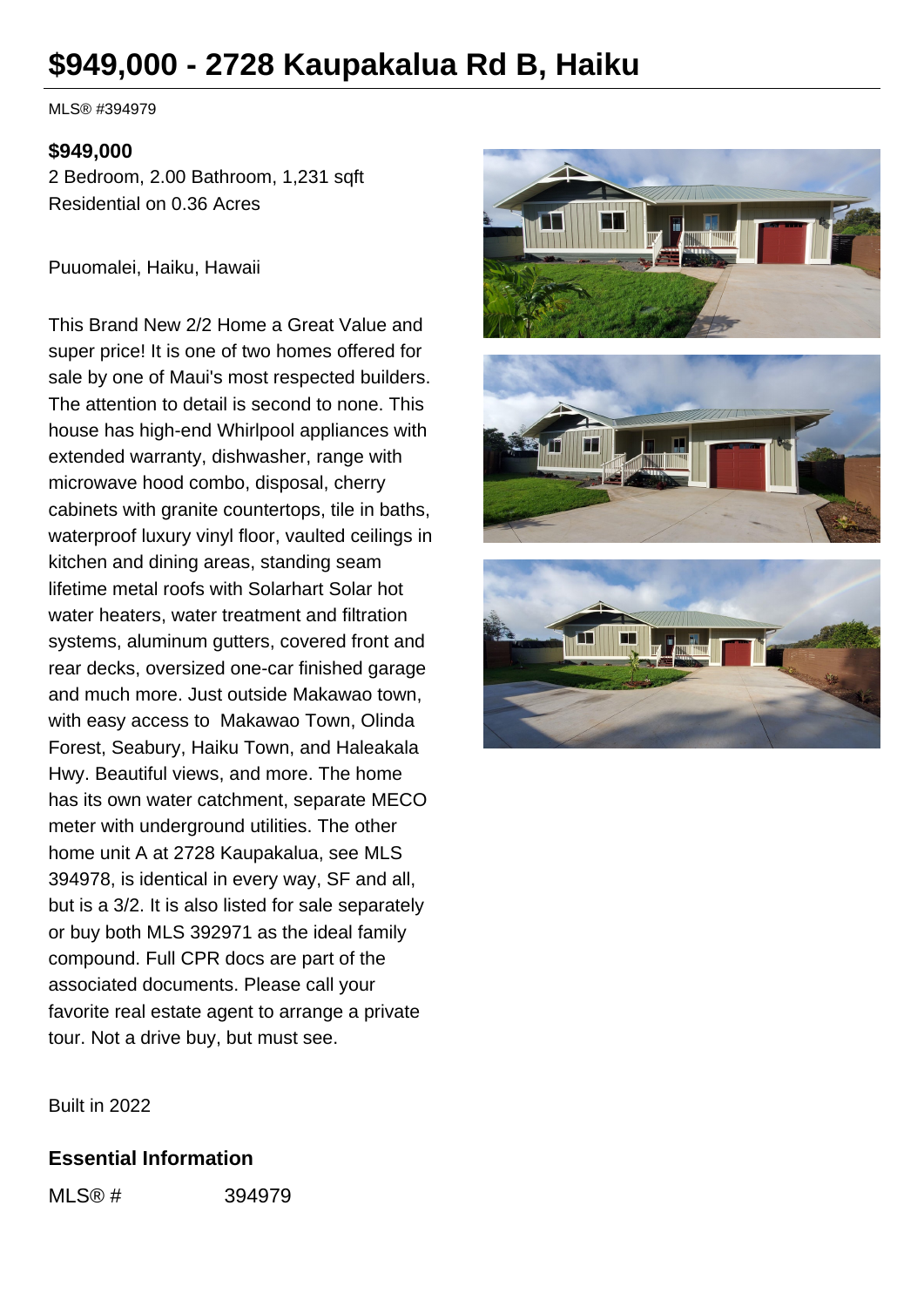# $949,000 - 2728 Kaupakalua Rd B, Haiku

MLS® #394979

**$949,000**

2 Bedroom, 2.00 Bathroom, 1,231 sqft

Residential on 0.36 Acres

Puuomalei, Haiku, Hawaii

This Brand New 2/2 Home a Great Value and super price! It is one of two homes offered for sale by one of Maui's most respected builders. The attention to detail is second to none. This house has high-end Whirlpool appliances with extended warranty, dishwasher, range with microwave hood combo, disposal, cherry cabinets with granite countertops, tile in baths, waterproof luxury vinyl floor, vaulted ceilings in kitchen and dining areas, standing seam lifetime metal roofs with Solarhart Solar hot water heaters, water treatment and filtration systems, aluminum gutters, covered front and rear decks, oversized one-car finished garage and much more. Just outside Makawao town, with easy access to Makawao Town, Olinda Forest, Seabury, Haiku Town, and Haleakala Hwy. Beautiful views, and more. The home has its own water catchment, separate MECO meter with underground utilities. The other home unit A at 2728 Kaupakalua, see MLS 394978, is identical in every way, SF and all, but is a 3/2. It is also listed for sale separately or buy both MLS 392971 as the ideal family compound. Full CPR docs are part of the associated documents. Please call your favorite real estate agent to arrange a private tour. Not a drive buy, but must see.

Built in 2022

## Essential Information

| | |
|---|---|
| MLS® # | 394979 |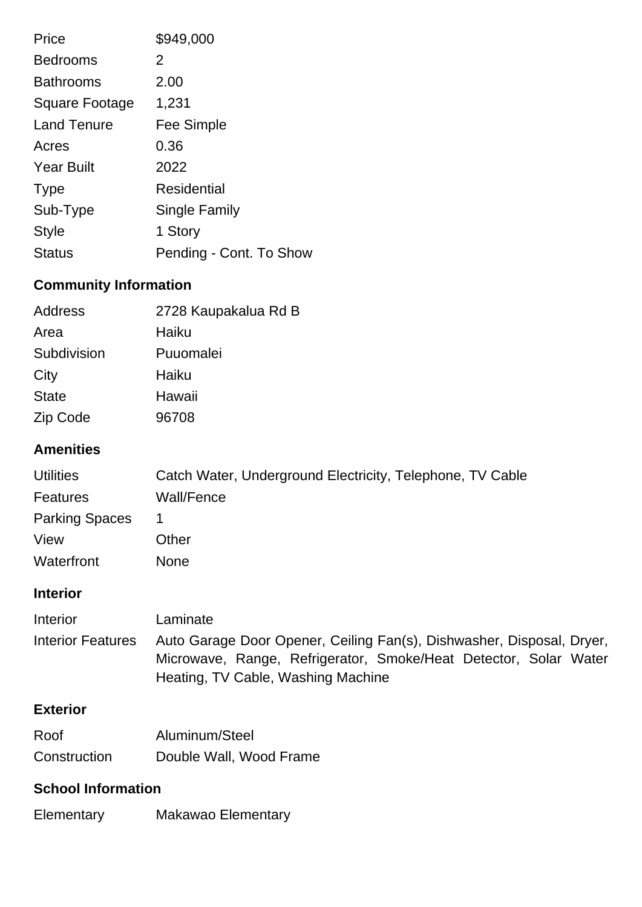| | |
|---|---|
| Price | $949,000 |
| Bedrooms | 2 |
| Bathrooms | 2.00 |
| Square Footage | 1,231 |
| Land Tenure | Fee Simple |
| Acres | 0.36 |
| Year Built | 2022 |
| Type | Residential |
| Sub-Type | Single Family |
| Style | 1 Story |
| Status | Pending - Cont. To Show |

## Community Information

| | |
|---|---|
| Address | 2728 Kaupakalua Rd B |
| Area | Haiku |
| Subdivision | Puuomalei |
| City | Haiku |
| State | Hawaii |
| Zip Code | 96708 |

## Amenities

| | |
|---|---|
| Utilities | Catch Water, Underground Electricity, Telephone, TV Cable |
| Features | Wall/Fence |
| Parking Spaces | 1 |
| View | Other |
| Waterfront | None |

## Interior

| | |
|---|---|
| Interior | Laminate |
| Interior Features | Auto Garage Door Opener, Ceiling Fan(s), Dishwasher, Disposal, Dryer, Microwave, Range, Refrigerator, Smoke/Heat Detector, Solar Water Heating, TV Cable, Washing Machine |

## Exterior

| | |
|---|---|
| Roof | Aluminum/Steel |
| Construction | Double Wall, Wood Frame |

## School Information

| | |
|---|---|
| Elementary | Makawao Elementary |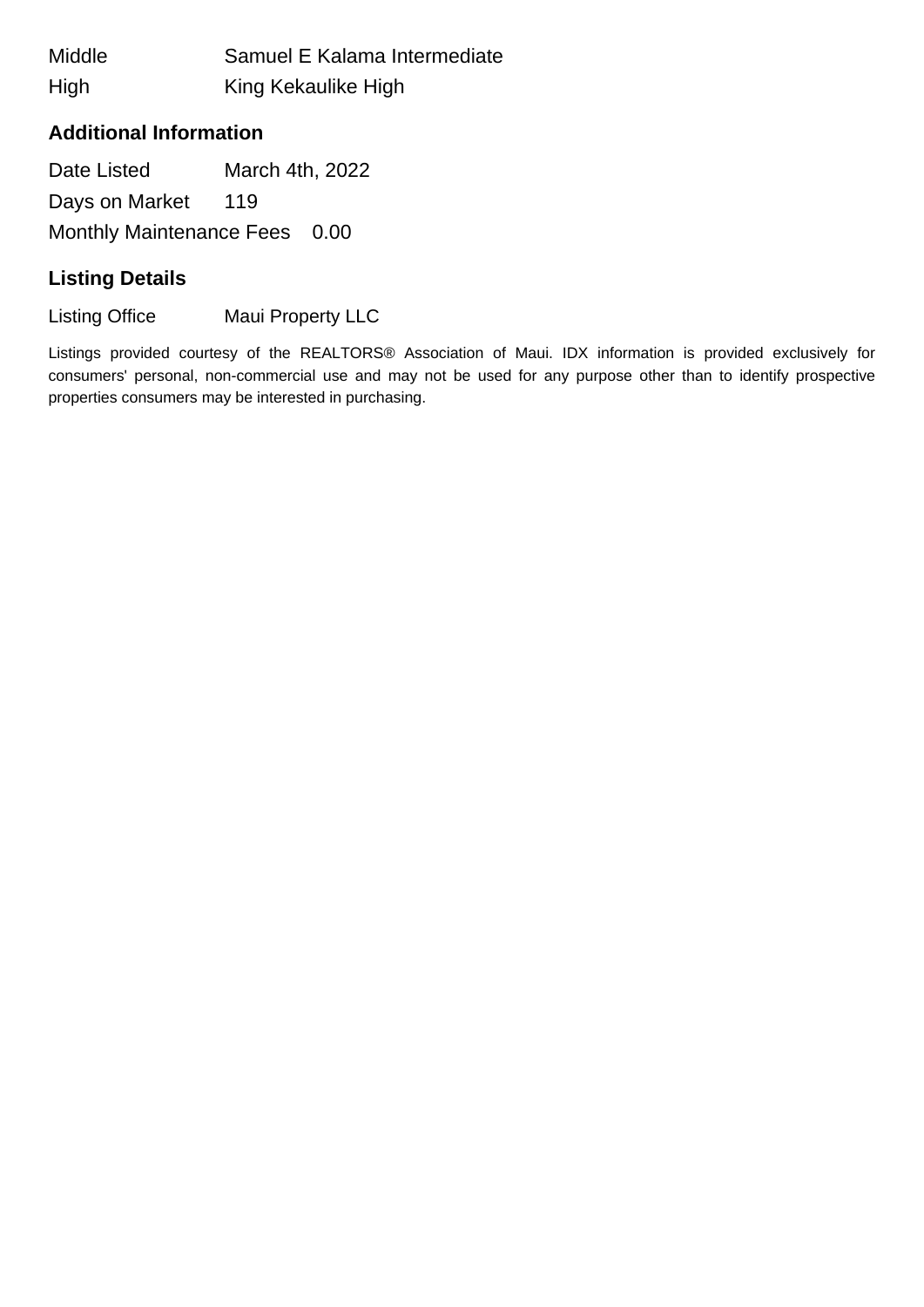| | |
|---|---|
| Middle | Samuel E Kalama Intermediate |
| High | King Kekaulike High |

### Additional Information

| | |
|---|---|
| Date Listed | March 4th, 2022 |
| Days on Market | 119 |
| Monthly Maintenance Fees | 0.00 |

### Listing Details

| | |
|---|---|
| Listing Office | Maui Property LLC |

Listings provided courtesy of the REALTORS® Association of Maui. IDX information is provided exclusively for consumers' personal, non-commercial use and may not be used for any purpose other than to identify prospective properties consumers may be interested in purchasing.